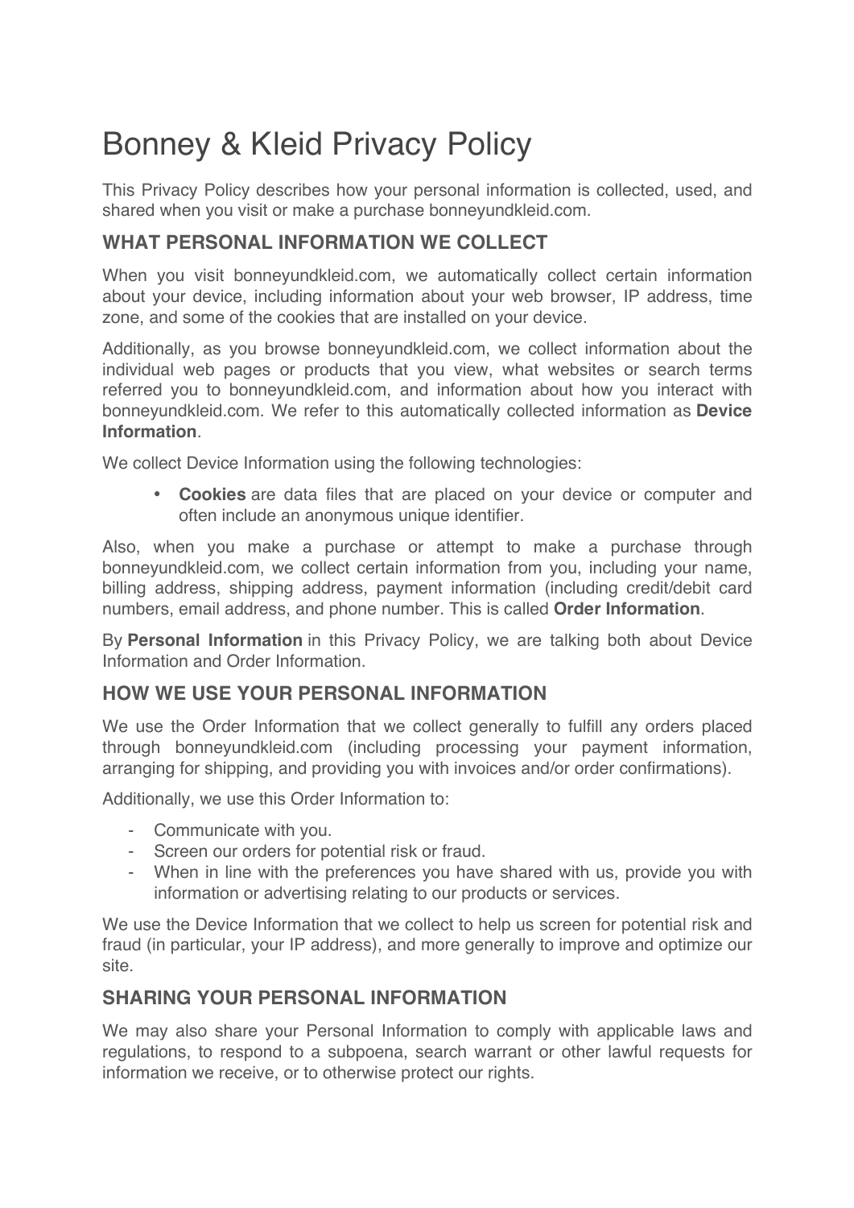# Bonney & Kleid Privacy Policy

This Privacy Policy describes how your personal information is collected, used, and shared when you visit or make a purchase bonneyundkleid.com.

## WHAT PERSONAL INFORMATION WE COLLECT

When you visit bonneyundkleid.com, we automatically collect certain information about your device, including information about your web browser, IP address, time zone, and some of the cookies that are installed on your device.

Additionally, as you browse bonneyundkleid.com, we collect information about the individual web pages or products that you view, what websites or search terms referred you to bonneyundkleid.com, and information about how you interact with bonneyundkleid.com. We refer to this automatically collected information as **Device Information**.

We collect Device Information using the following technologies:

- **Cookies** are data files that are placed on your device or computer and often include an anonymous unique identifier.

Also, when you make a purchase or attempt to make a purchase through bonneyundkleid.com, we collect certain information from you, including your name, billing address, shipping address, payment information (including credit/debit card numbers, email address, and phone number. This is called **Order Information**.

By **Personal Information** in this Privacy Policy, we are talking both about Device Information and Order Information.

## HOW WE USE YOUR PERSONAL INFORMATION

We use the Order Information that we collect generally to fulfill any orders placed through bonneyundkleid.com (including processing your payment information, arranging for shipping, and providing you with invoices and/or order confirmations).

Additionally, we use this Order Information to:

- Communicate with you.
- Screen our orders for potential risk or fraud.
- When in line with the preferences you have shared with us, provide you with information or advertising relating to our products or services.

We use the Device Information that we collect to help us screen for potential risk and fraud (in particular, your IP address), and more generally to improve and optimize our site.

## SHARING YOUR PERSONAL INFORMATION

We may also share your Personal Information to comply with applicable laws and regulations, to respond to a subpoena, search warrant or other lawful requests for information we receive, or to otherwise protect our rights.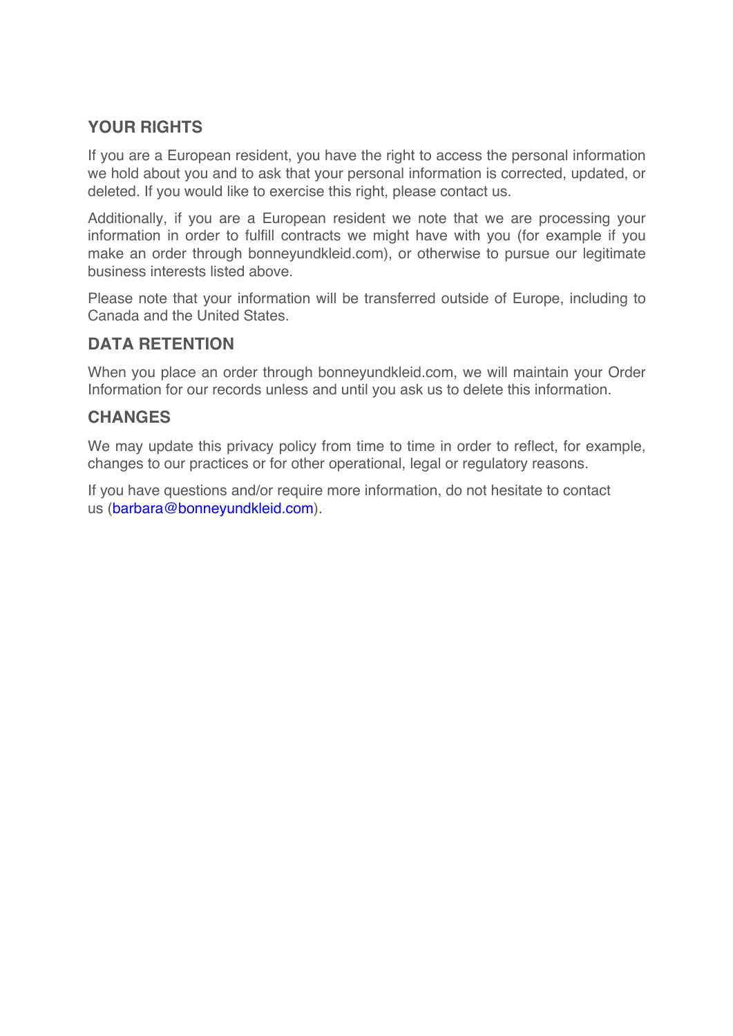## YOUR RIGHTS

If you are a European resident, you have the right to access the personal information we hold about you and to ask that your personal information is corrected, updated, or deleted. If you would like to exercise this right, please contact us.

Additionally, if you are a European resident we note that we are processing your information in order to fulfill contracts we might have with you (for example if you make an order through bonneyundkleid.com), or otherwise to pursue our legitimate business interests listed above.

Please note that your information will be transferred outside of Europe, including to Canada and the United States.

## DATA RETENTION

When you place an order through bonneyundkleid.com, we will maintain your Order Information for our records unless and until you ask us to delete this information.

## CHANGES

We may update this privacy policy from time to time in order to reflect, for example, changes to our practices or for other operational, legal or regulatory reasons.

If you have questions and/or require more information, do not hesitate to contact us (barbara@bonneyundkleid.com).